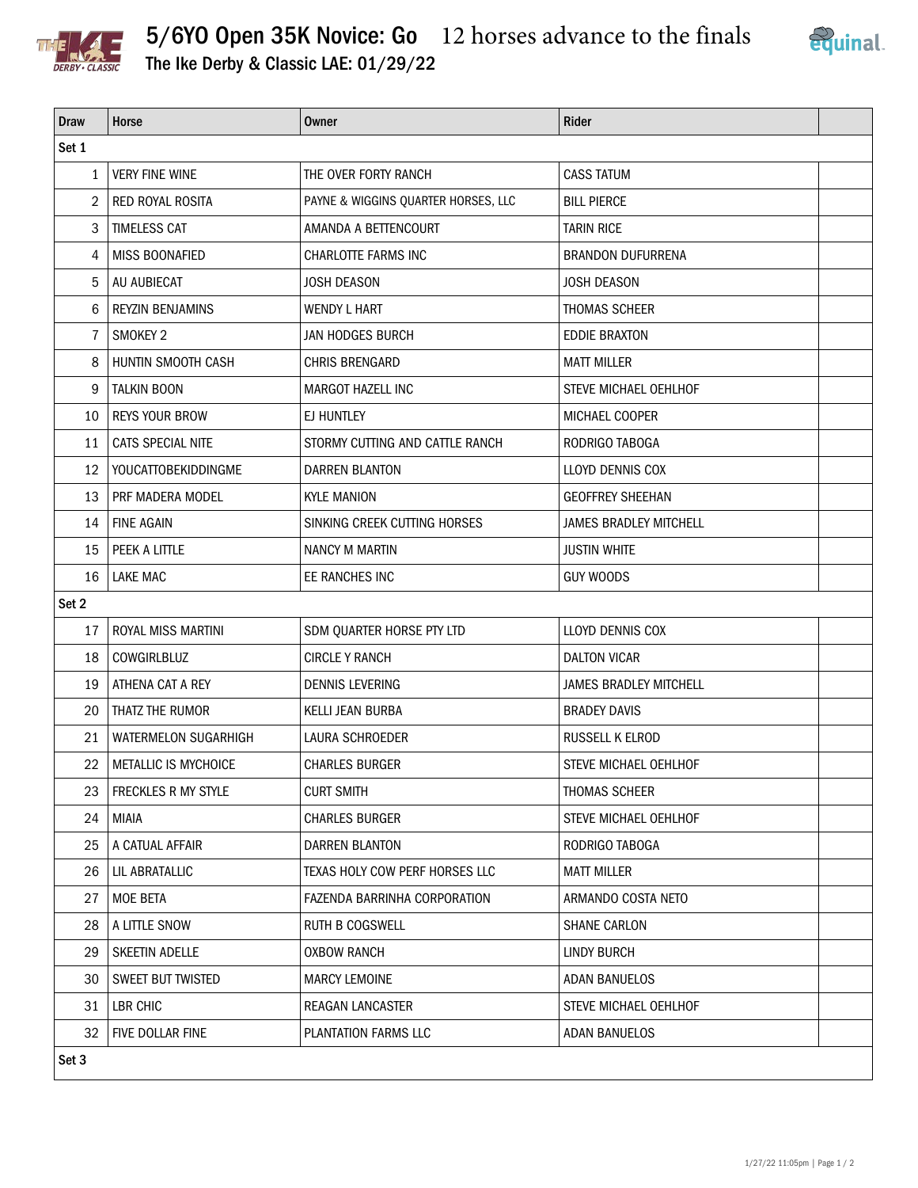# 5/6YO Open 35K Novice: Go   12 horses advance to the finals

## The Ike Derby & Classic LAE: 01/29/22

| Draw | Horse | Owner | Rider | |
|---|---|---|---|---|
| Set 1 | | | | |
| 1 | VERY FINE WINE | THE OVER FORTY RANCH | CASS TATUM | |
| 2 | RED ROYAL ROSITA | PAYNE & WIGGINS QUARTER HORSES, LLC | BILL PIERCE | |
| 3 | TIMELESS CAT | AMANDA A BETTENCOURT | TARIN RICE | |
| 4 | MISS BOONAFIED | CHARLOTTE FARMS INC | BRANDON DUFURRENA | |
| 5 | AU AUBIECAT | JOSH DEASON | JOSH DEASON | |
| 6 | REYZIN BENJAMINS | WENDY L HART | THOMAS SCHEER | |
| 7 | SMOKEY 2 | JAN HODGES BURCH | EDDIE BRAXTON | |
| 8 | HUNTIN SMOOTH CASH | CHRIS BRENGARD | MATT MILLER | |
| 9 | TALKIN BOON | MARGOT HAZELL INC | STEVE MICHAEL OEHLHOF | |
| 10 | REYS YOUR BROW | EJ HUNTLEY | MICHAEL COOPER | |
| 11 | CATS SPECIAL NITE | STORMY CUTTING AND CATTLE RANCH | RODRIGO TABOGA | |
| 12 | YOUCATTOBEKIDDINGME | DARREN BLANTON | LLOYD DENNIS COX | |
| 13 | PRF MADERA MODEL | KYLE MANION | GEOFFREY SHEEHAN | |
| 14 | FINE AGAIN | SINKING CREEK CUTTING HORSES | JAMES BRADLEY MITCHELL | |
| 15 | PEEK A LITTLE | NANCY M MARTIN | JUSTIN WHITE | |
| 16 | LAKE MAC | EE RANCHES INC | GUY WOODS | |
| Set 2 | | | | |
| 17 | ROYAL MISS MARTINI | SDM QUARTER HORSE PTY LTD | LLOYD DENNIS COX | |
| 18 | COWGIRLBLUZ | CIRCLE Y RANCH | DALTON VICAR | |
| 19 | ATHENA CAT A REY | DENNIS LEVERING | JAMES BRADLEY MITCHELL | |
| 20 | THATZ THE RUMOR | KELLI JEAN BURBA | BRADEY DAVIS | |
| 21 | WATERMELON SUGARHIGH | LAURA SCHROEDER | RUSSELL K ELROD | |
| 22 | METALLIC IS MYCHOICE | CHARLES BURGER | STEVE MICHAEL OEHLHOF | |
| 23 | FRECKLES R MY STYLE | CURT SMITH | THOMAS SCHEER | |
| 24 | MIAIA | CHARLES BURGER | STEVE MICHAEL OEHLHOF | |
| 25 | A CATUAL AFFAIR | DARREN BLANTON | RODRIGO TABOGA | |
| 26 | LIL ABRATALLIC | TEXAS HOLY COW PERF HORSES LLC | MATT MILLER | |
| 27 | MOE BETA | FAZENDA BARRINHA CORPORATION | ARMANDO COSTA NETO | |
| 28 | A LITTLE SNOW | RUTH B COGSWELL | SHANE CARLON | |
| 29 | SKEETIN ADELLE | OXBOW RANCH | LINDY BURCH | |
| 30 | SWEET BUT TWISTED | MARCY LEMOINE | ADAN BANUELOS | |
| 31 | LBR CHIC | REAGAN LANCASTER | STEVE MICHAEL OEHLHOF | |
| 32 | FIVE DOLLAR FINE | PLANTATION FARMS LLC | ADAN BANUELOS | |
| Set 3 | | | | |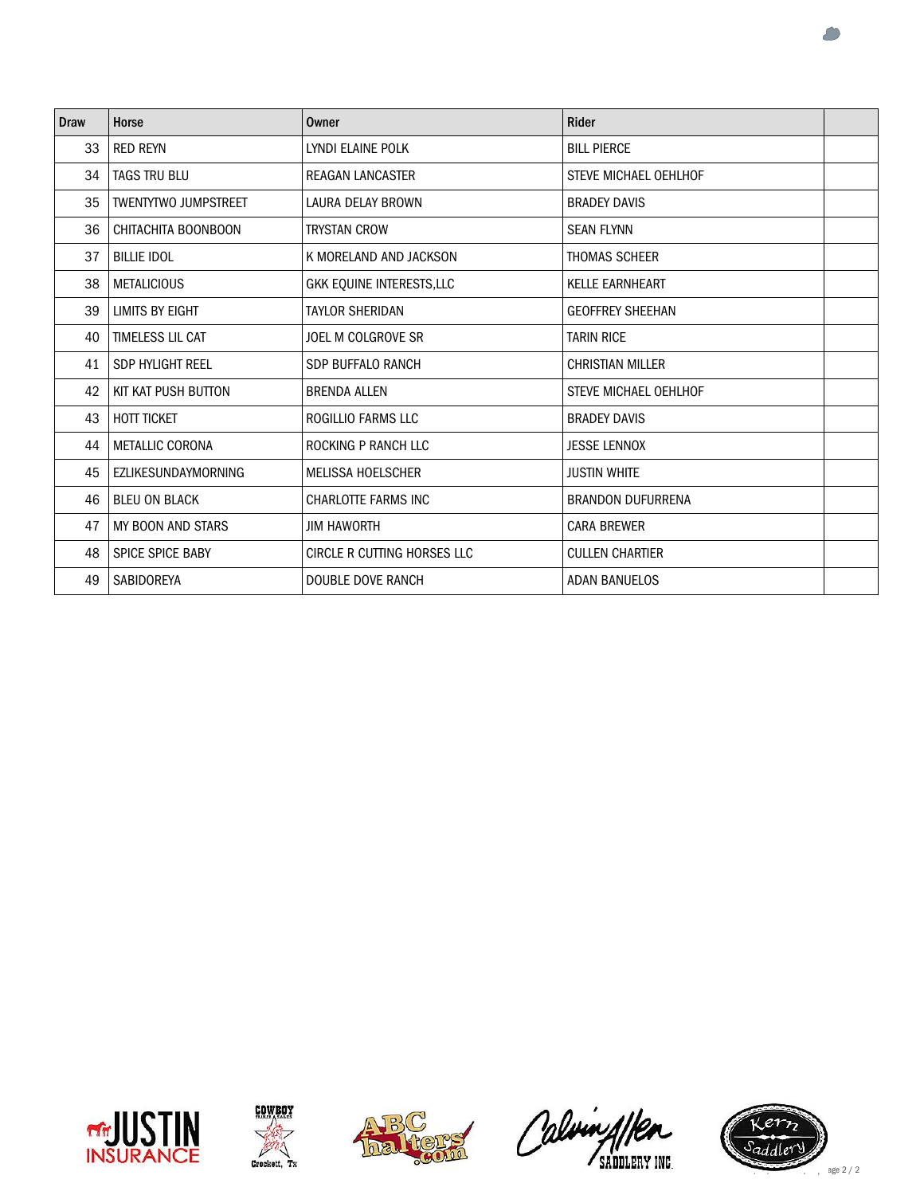| Draw | Horse | Owner | Rider | |
|---|---|---|---|---|
| 33 | RED REYN | LYNDI ELAINE POLK | BILL PIERCE | |
| 34 | TAGS TRU BLU | REAGAN LANCASTER | STEVE MICHAEL OEHLHOF | |
| 35 | TWENTYTWO JUMPSTREET | LAURA DELAY BROWN | BRADEY DAVIS | |
| 36 | CHITACHITA BOONBOON | TRYSTAN CROW | SEAN FLYNN | |
| 37 | BILLIE IDOL | K MORELAND AND JACKSON | THOMAS SCHEER | |
| 38 | METALICIOUS | GKK EQUINE INTERESTS,LLC | KELLE EARNHEART | |
| 39 | LIMITS BY EIGHT | TAYLOR SHERIDAN | GEOFFREY SHEEHAN | |
| 40 | TIMELESS LIL CAT | JOEL M COLGROVE SR | TARIN RICE | |
| 41 | SDP HYLIGHT REEL | SDP BUFFALO RANCH | CHRISTIAN MILLER | |
| 42 | KIT KAT PUSH BUTTON | BRENDA ALLEN | STEVE MICHAEL OEHLHOF | |
| 43 | HOTT TICKET | ROGILLIO FARMS LLC | BRADEY DAVIS | |
| 44 | METALLIC CORONA | ROCKING P RANCH LLC | JESSE LENNOX | |
| 45 | EZLIKESUNDAYMORNING | MELISSA HOELSCHER | JUSTIN WHITE | |
| 46 | BLEU ON BLACK | CHARLOTTE FARMS INC | BRANDON DUFURRENA | |
| 47 | MY BOON AND STARS | JIM HAWORTH | CARA BREWER | |
| 48 | SPICE SPICE BABY | CIRCLE R CUTTING HORSES LLC | CULLEN CHARTIER | |
| 49 | SABIDOREYA | DOUBLE DOVE RANCH | ADAN BANUELOS | |